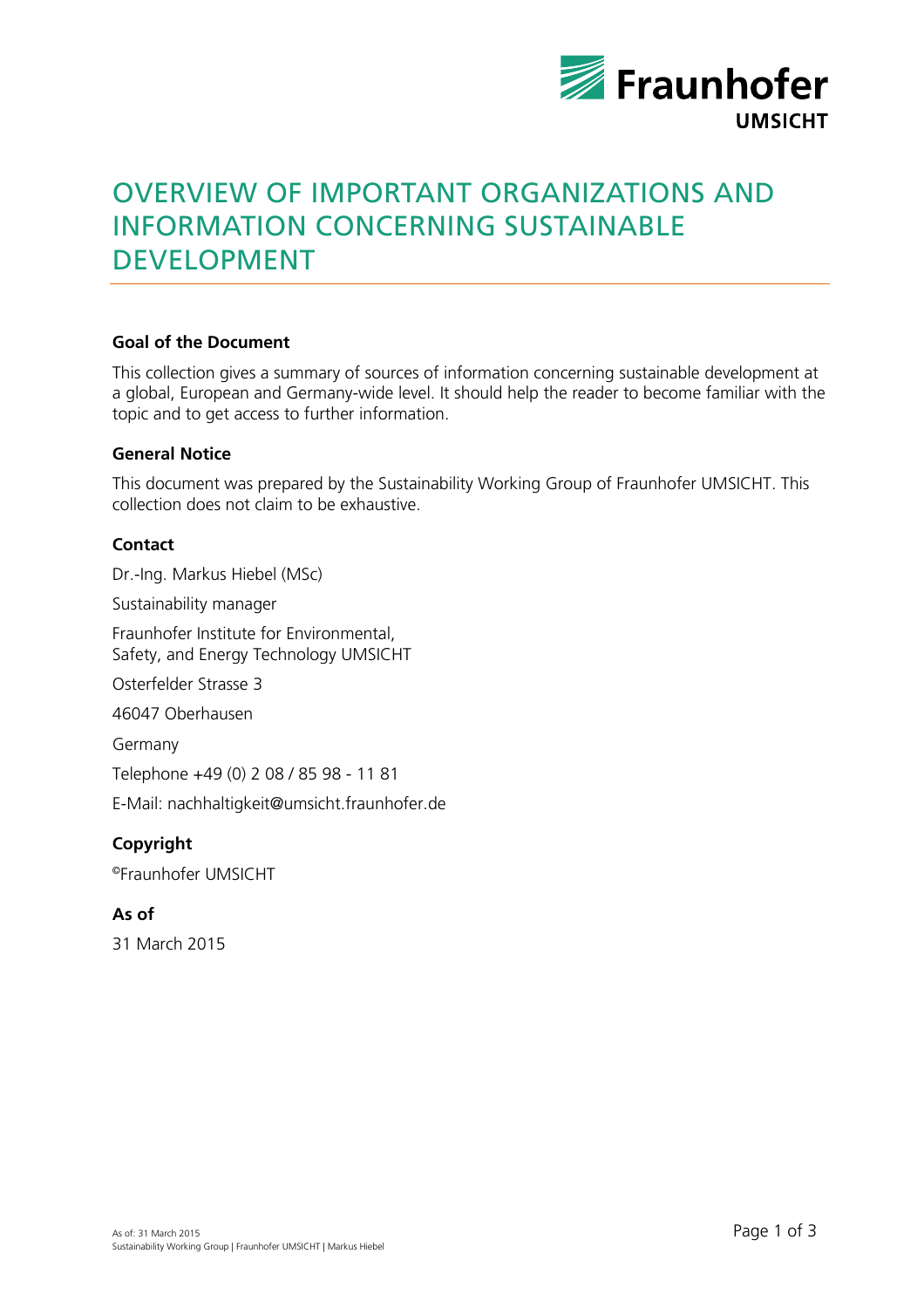# OVERVIEW OF IMPORTANT ORGANIZATIONS AND INFORMATION CONCERNING SUSTAINABLE DEVELOPMENT

### Goal of the Document

This collection gives a summary of sources of information concerning sustainable development at a global, European and Germany-wide level. It should help the reader to become familiar with the topic and to get access to further information.

### General Notice

This document was prepared by the Sustainability Working Group of Fraunhofer UMSICHT. This collection does not claim to be exhaustive.

### Contact

Dr.-Ing. Markus Hiebel (MSc)

Sustainability manager

Fraunhofer Institute for Environmental,
Safety, and Energy Technology UMSICHT

Osterfelder Strasse 3

46047 Oberhausen

Germany

Telephone +49 (0) 2 08 / 85 98 - 11 81

E-Mail: nachhaltigkeit@umsicht.fraunhofer.de

### Copyright

©Fraunhofer UMSICHT

### As of

31 March 2015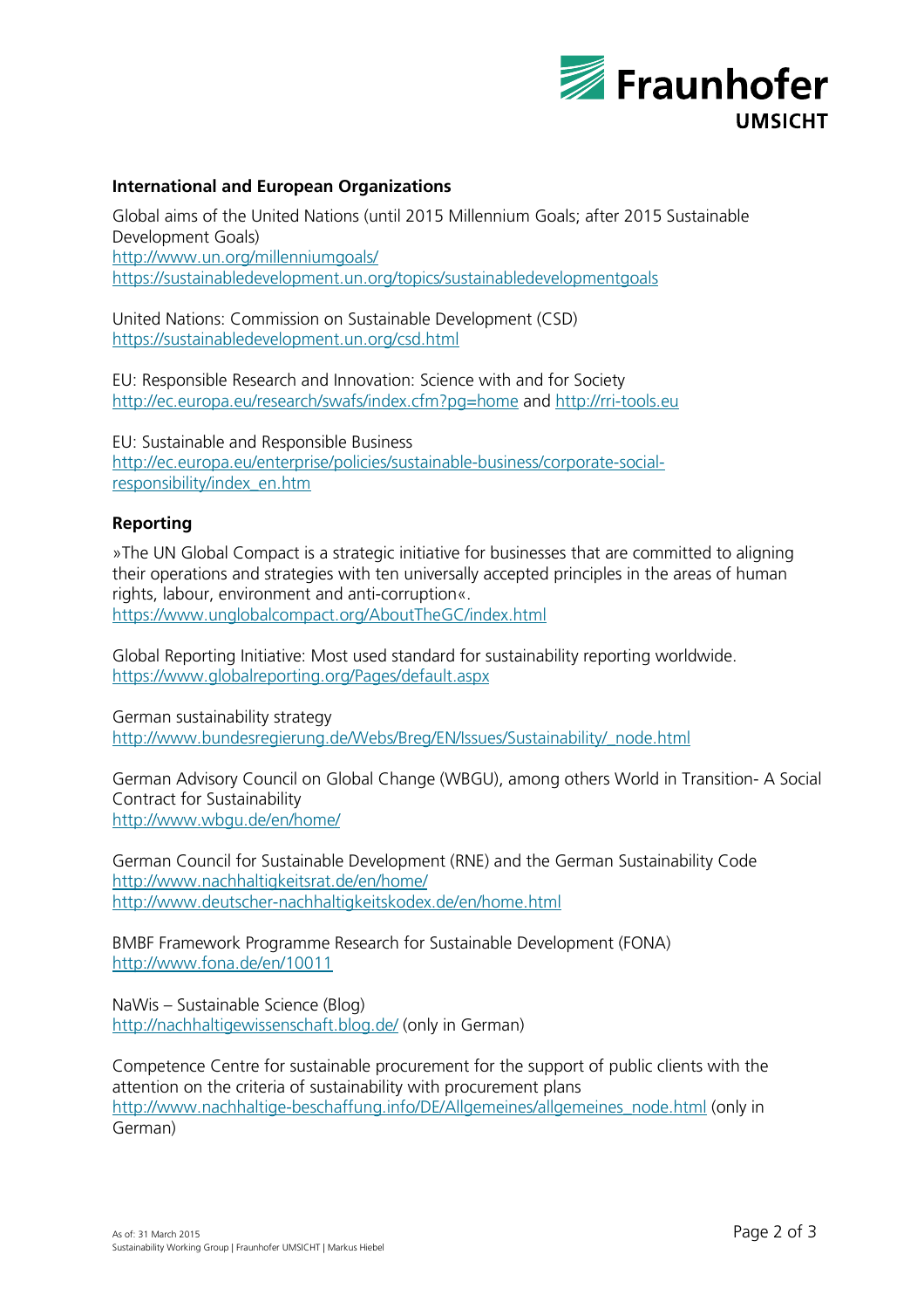## International and European Organizations

Global aims of the United Nations (until 2015 Millennium Goals; after 2015 Sustainable Development Goals)
http://www.un.org/millenniumgoals/
https://sustainabledevelopment.un.org/topics/sustainabledevelopmentgoals

United Nations: Commission on Sustainable Development (CSD)
https://sustainabledevelopment.un.org/csd.html

EU: Responsible Research and Innovation: Science with and for Society
http://ec.europa.eu/research/swafs/index.cfm?pg=home and http://rri-tools.eu

EU: Sustainable and Responsible Business
http://ec.europa.eu/enterprise/policies/sustainable-business/corporate-social-responsibility/index_en.htm

## Reporting

»The UN Global Compact is a strategic initiative for businesses that are committed to aligning their operations and strategies with ten universally accepted principles in the areas of human rights, labour, environment and anti-corruption«.
https://www.unglobalcompact.org/AboutTheGC/index.html

Global Reporting Initiative: Most used standard for sustainability reporting worldwide.
https://www.globalreporting.org/Pages/default.aspx

German sustainability strategy
http://www.bundesregierung.de/Webs/Breg/EN/Issues/Sustainability/_node.html

German Advisory Council on Global Change (WBGU), among others World in Transition- A Social Contract for Sustainability
http://www.wbgu.de/en/home/

German Council for Sustainable Development (RNE) and the German Sustainability Code
http://www.nachhaltigkeitsrat.de/en/home/
http://www.deutscher-nachhaltigkeitskodex.de/en/home.html

BMBF Framework Programme Research for Sustainable Development (FONA)
http://www.fona.de/en/10011

NaWis – Sustainable Science (Blog)
http://nachhaltigewissenschaft.blog.de/ (only in German)

Competence Centre for sustainable procurement for the support of public clients with the attention on the criteria of sustainability with procurement plans
http://www.nachhaltige-beschaffung.info/DE/Allgemeines/allgemeines_node.html (only in German)

As of: 31 March 2015
Sustainability Working Group | Fraunhofer UMSICHT | Markus Hiebel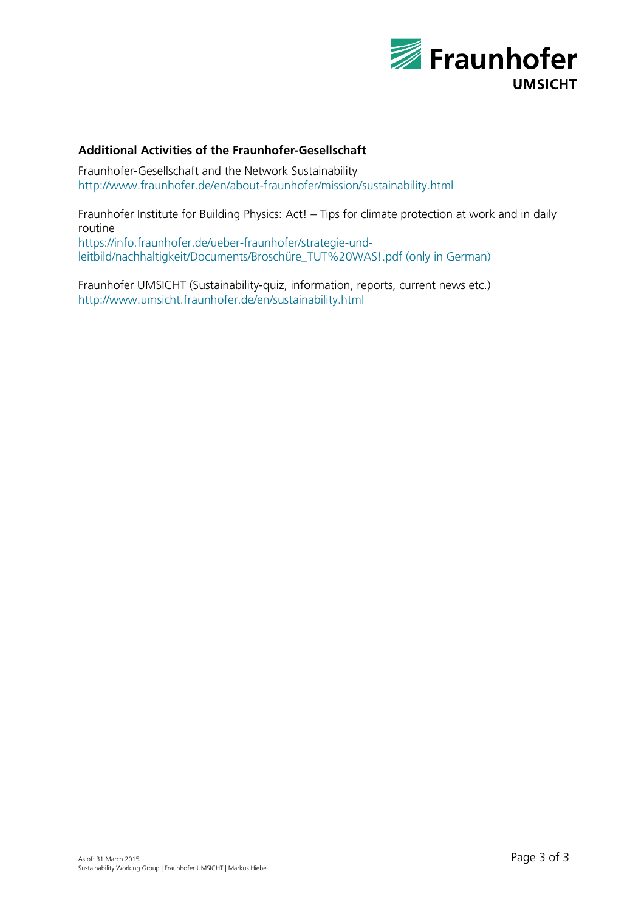**Additional Activities of the Fraunhofer-Gesellschaft**

Fraunhofer-Gesellschaft and the Network Sustainability
http://www.fraunhofer.de/en/about-fraunhofer/mission/sustainability.html

Fraunhofer Institute for Building Physics: Act! – Tips for climate protection at work and in daily routine
https://info.fraunhofer.de/ueber-fraunhofer/strategie-und-leitbild/nachhaltigkeit/Documents/Broschüre_TUT%20WAS!.pdf (only in German)

Fraunhofer UMSICHT (Sustainability-quiz, information, reports, current news etc.)
http://www.umsicht.fraunhofer.de/en/sustainability.html